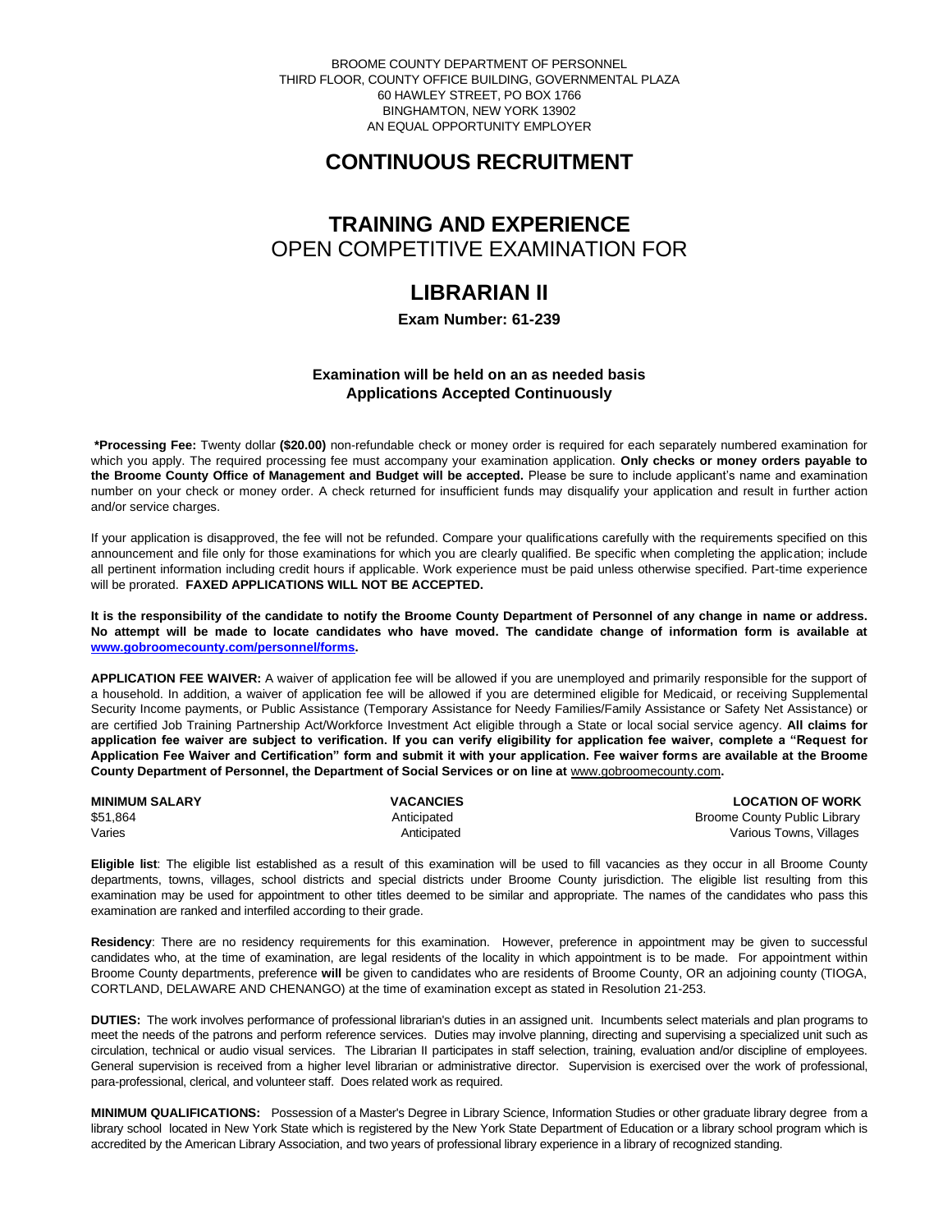BROOME COUNTY DEPARTMENT OF PERSONNEL
THIRD FLOOR, COUNTY OFFICE BUILDING, GOVERNMENTAL PLAZA
60 HAWLEY STREET, PO BOX 1766
BINGHAMTON, NEW YORK 13902
AN EQUAL OPPORTUNITY EMPLOYER

# CONTINUOUS RECRUITMENT

## TRAINING AND EXPERIENCE
OPEN COMPETITIVE EXAMINATION FOR

# LIBRARIAN II

**Exam Number: 61-239**

**Examination will be held on an as needed basis**
**Applications Accepted Continuously**

**\*Processing Fee:** Twenty dollar **($20.00)** non-refundable check or money order is required for each separately numbered examination for which you apply. The required processing fee must accompany your examination application. **Only checks or money orders payable to the Broome County Office of Management and Budget will be accepted.** Please be sure to include applicant's name and examination number on your check or money order. A check returned for insufficient funds may disqualify your application and result in further action and/or service charges.

If your application is disapproved, the fee will not be refunded. Compare your qualifications carefully with the requirements specified on this announcement and file only for those examinations for which you are clearly qualified. Be specific when completing the application; include all pertinent information including credit hours if applicable. Work experience must be paid unless otherwise specified. Part-time experience will be prorated. **FAXED APPLICATIONS WILL NOT BE ACCEPTED.**

**It is the responsibility of the candidate to notify the Broome County Department of Personnel of any change in name or address. No attempt will be made to locate candidates who have moved. The candidate change of information form is available at www.gobroomecounty.com/personnel/forms.**

**APPLICATION FEE WAIVER:** A waiver of application fee will be allowed if you are unemployed and primarily responsible for the support of a household. In addition, a waiver of application fee will be allowed if you are determined eligible for Medicaid, or receiving Supplemental Security Income payments, or Public Assistance (Temporary Assistance for Needy Families/Family Assistance or Safety Net Assistance) or are certified Job Training Partnership Act/Workforce Investment Act eligible through a State or local social service agency. **All claims for application fee waiver are subject to verification. If you can verify eligibility for application fee waiver, complete a "Request for Application Fee Waiver and Certification" form and submit it with your application. Fee waiver forms are available at the Broome County Department of Personnel, the Department of Social Services or on line at www.gobroomecounty.com.**

| MINIMUM SALARY | VACANCIES | LOCATION OF WORK |
|---|---|---|
| $51,864 | Anticipated | Broome County Public Library |
| Varies | Anticipated | Various Towns, Villages |

**Eligible list**: The eligible list established as a result of this examination will be used to fill vacancies as they occur in all Broome County departments, towns, villages, school districts and special districts under Broome County jurisdiction. The eligible list resulting from this examination may be used for appointment to other titles deemed to be similar and appropriate. The names of the candidates who pass this examination are ranked and interfiled according to their grade.

**Residency**: There are no residency requirements for this examination. However, preference in appointment may be given to successful candidates who, at the time of examination, are legal residents of the locality in which appointment is to be made. For appointment within Broome County departments, preference **will** be given to candidates who are residents of Broome County, OR an adjoining county (TIOGA, CORTLAND, DELAWARE AND CHENANGO) at the time of examination except as stated in Resolution 21-253.

**DUTIES:** The work involves performance of professional librarian's duties in an assigned unit. Incumbents select materials and plan programs to meet the needs of the patrons and perform reference services. Duties may involve planning, directing and supervising a specialized unit such as circulation, technical or audio visual services. The Librarian II participates in staff selection, training, evaluation and/or discipline of employees. General supervision is received from a higher level librarian or administrative director. Supervision is exercised over the work of professional, para-professional, clerical, and volunteer staff. Does related work as required.

**MINIMUM QUALIFICATIONS:** Possession of a Master's Degree in Library Science, Information Studies or other graduate library degree from a library school located in New York State which is registered by the New York State Department of Education or a library school program which is accredited by the American Library Association, and two years of professional library experience in a library of recognized standing.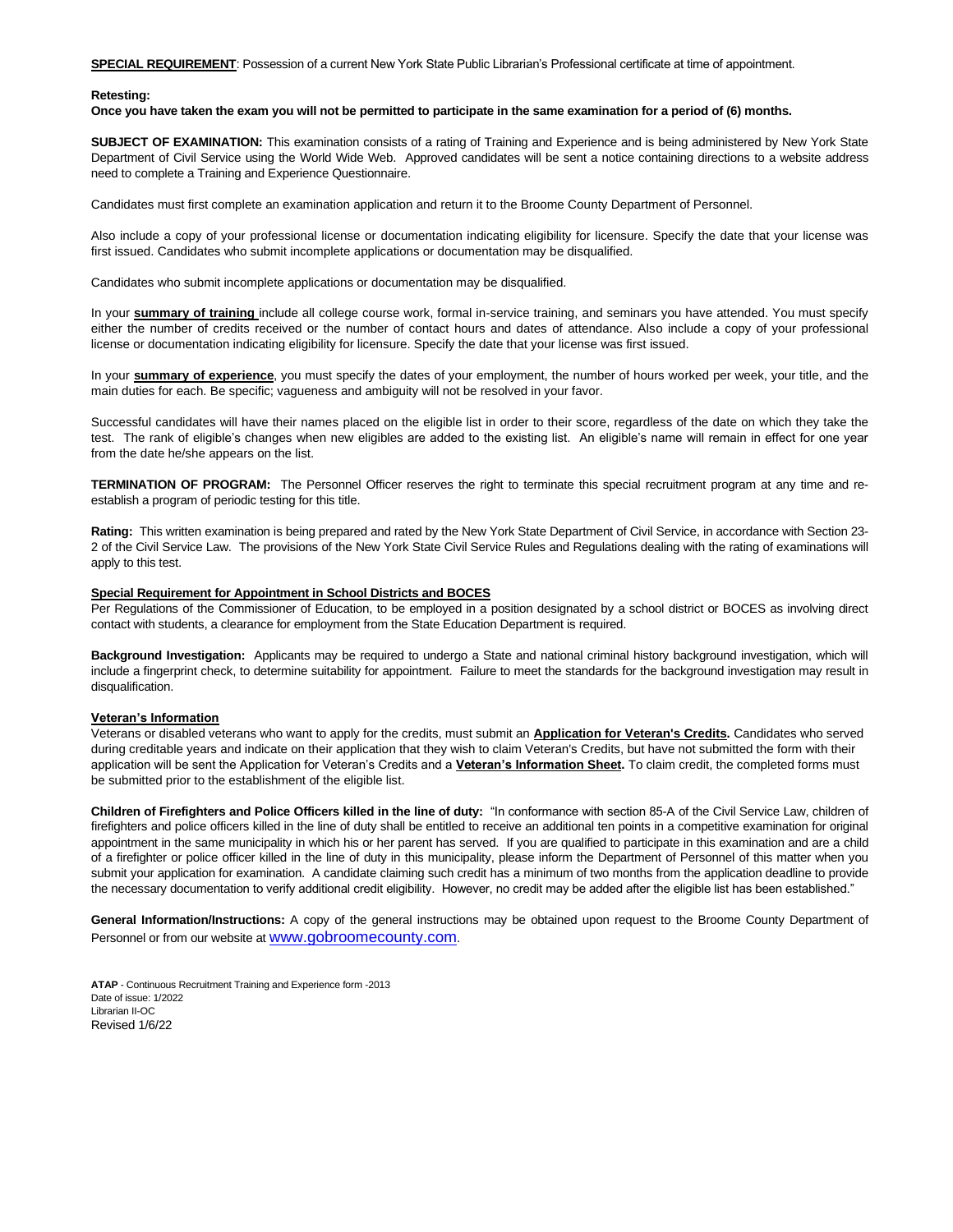**SPECIAL REQUIREMENT**: Possession of a current New York State Public Librarian's Professional certificate at time of appointment.

**Retesting:**
**Once you have taken the exam you will not be permitted to participate in the same examination for a period of (6) months.**

**SUBJECT OF EXAMINATION:** This examination consists of a rating of Training and Experience and is being administered by New York State Department of Civil Service using the World Wide Web. Approved candidates will be sent a notice containing directions to a website address need to complete a Training and Experience Questionnaire.

Candidates must first complete an examination application and return it to the Broome County Department of Personnel.

Also include a copy of your professional license or documentation indicating eligibility for licensure. Specify the date that your license was first issued. Candidates who submit incomplete applications or documentation may be disqualified.

Candidates who submit incomplete applications or documentation may be disqualified.

In your **summary of training** include all college course work, formal in-service training, and seminars you have attended. You must specify either the number of credits received or the number of contact hours and dates of attendance. Also include a copy of your professional license or documentation indicating eligibility for licensure. Specify the date that your license was first issued.

In your **summary of experience**, you must specify the dates of your employment, the number of hours worked per week, your title, and the main duties for each. Be specific; vagueness and ambiguity will not be resolved in your favor.

Successful candidates will have their names placed on the eligible list in order to their score, regardless of the date on which they take the test. The rank of eligible's changes when new eligibles are added to the existing list. An eligible's name will remain in effect for one year from the date he/she appears on the list.

**TERMINATION OF PROGRAM:** The Personnel Officer reserves the right to terminate this special recruitment program at any time and re-establish a program of periodic testing for this title.

**Rating:** This written examination is being prepared and rated by the New York State Department of Civil Service, in accordance with Section 23-2 of the Civil Service Law. The provisions of the New York State Civil Service Rules and Regulations dealing with the rating of examinations will apply to this test.

**Special Requirement for Appointment in School Districts and BOCES**
Per Regulations of the Commissioner of Education, to be employed in a position designated by a school district or BOCES as involving direct contact with students, a clearance for employment from the State Education Department is required.

**Background Investigation:** Applicants may be required to undergo a State and national criminal history background investigation, which will include a fingerprint check, to determine suitability for appointment. Failure to meet the standards for the background investigation may result in disqualification.

**Veteran's Information**
Veterans or disabled veterans who want to apply for the credits, must submit an **Application for Veteran's Credits.** Candidates who served during creditable years and indicate on their application that they wish to claim Veteran's Credits, but have not submitted the form with their application will be sent the Application for Veteran's Credits and a **Veteran's Information Sheet.** To claim credit, the completed forms must be submitted prior to the establishment of the eligible list.

**Children of Firefighters and Police Officers killed in the line of duty:** "In conformance with section 85-A of the Civil Service Law, children of firefighters and police officers killed in the line of duty shall be entitled to receive an additional ten points in a competitive examination for original appointment in the same municipality in which his or her parent has served. If you are qualified to participate in this examination and are a child of a firefighter or police officer killed in the line of duty in this municipality, please inform the Department of Personnel of this matter when you submit your application for examination. A candidate claiming such credit has a minimum of two months from the application deadline to provide the necessary documentation to verify additional credit eligibility. However, no credit may be added after the eligible list has been established."

**General Information/Instructions:** A copy of the general instructions may be obtained upon request to the Broome County Department of Personnel or from our website at www.gobroomecounty.com.

**ATAP** - Continuous Recruitment Training and Experience form -2013
Date of issue: 1/2022
Librarian II-OC
Revised 1/6/22